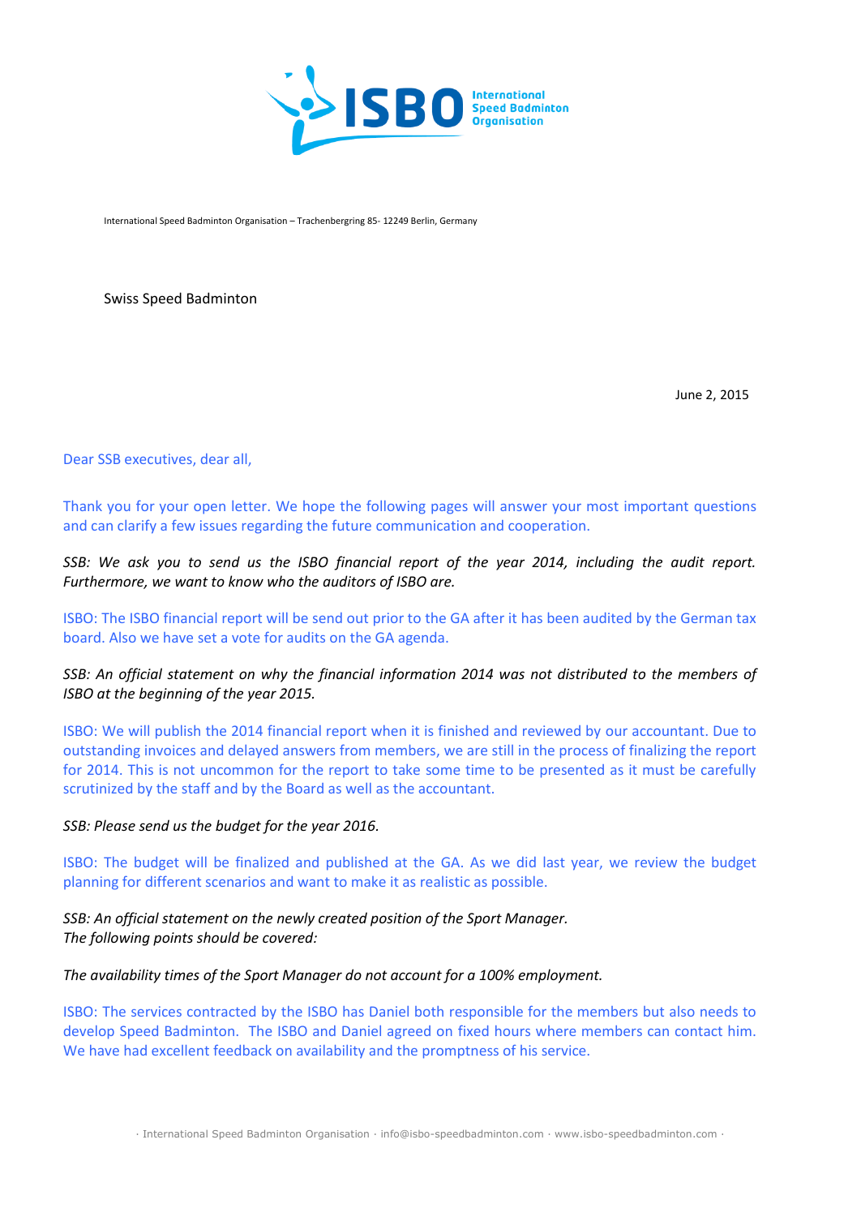International Speed Badminton Organisation – Trachenbergring 85- 12249 Berlin, Germany

Swiss Speed Badminton

June 2, 2015

Dear SSB executives, dear all,

Thank you for your open letter. We hope the following pages will answer your most important questions and can clarify a few issues regarding the future communication and cooperation.

*SSB: We ask you to send us the ISBO financial report of the year 2014, including the audit report. Furthermore, we want to know who the auditors of ISBO are.*

ISBO: The ISBO financial report will be send out prior to the GA after it has been audited by the German tax board. Also we have set a vote for audits on the GA agenda.

*SSB: An official statement on why the financial information 2014 was not distributed to the members of ISBO at the beginning of the year 2015.*

ISBO: We will publish the 2014 financial report when it is finished and reviewed by our accountant. Due to outstanding invoices and delayed answers from members, we are still in the process of finalizing the report for 2014. This is not uncommon for the report to take some time to be presented as it must be carefully scrutinized by the staff and by the Board as well as the accountant.

*SSB: Please send us the budget for the year 2016.*

ISBO: The budget will be finalized and published at the GA. As we did last year, we review the budget planning for different scenarios and want to make it as realistic as possible.

*SSB: An official statement on the newly created position of the Sport Manager.*
*The following points should be covered:*

*The availability times of the Sport Manager do not account for a 100% employment.*

ISBO: The services contracted by the ISBO has Daniel both responsible for the members but also needs to develop Speed Badminton. The ISBO and Daniel agreed on fixed hours where members can contact him. We have had excellent feedback on availability and the promptness of his service.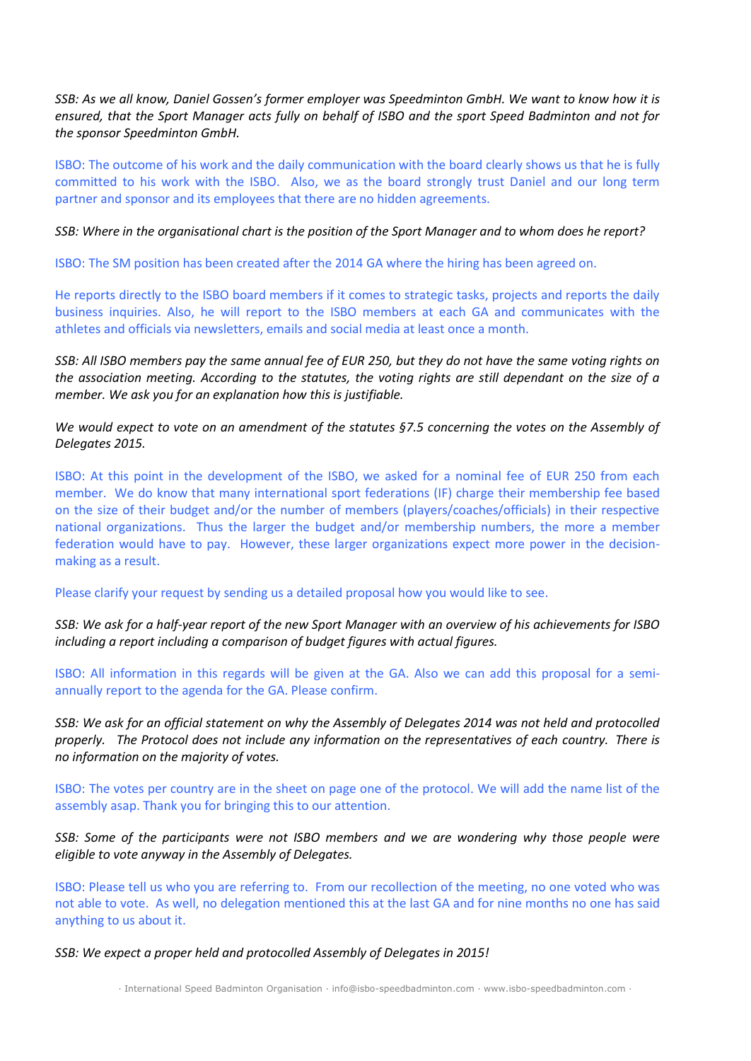*SSB: As we all know, Daniel Gossen's former employer was Speedminton GmbH. We want to know how it is ensured, that the Sport Manager acts fully on behalf of ISBO and the sport Speed Badminton and not for the sponsor Speedminton GmbH.*

ISBO: The outcome of his work and the daily communication with the board clearly shows us that he is fully committed to his work with the ISBO. Also, we as the board strongly trust Daniel and our long term partner and sponsor and its employees that there are no hidden agreements.

*SSB: Where in the organisational chart is the position of the Sport Manager and to whom does he report?*

ISBO: The SM position has been created after the 2014 GA where the hiring has been agreed on.

He reports directly to the ISBO board members if it comes to strategic tasks, projects and reports the daily business inquiries. Also, he will report to the ISBO members at each GA and communicates with the athletes and officials via newsletters, emails and social media at least once a month.

*SSB: All ISBO members pay the same annual fee of EUR 250, but they do not have the same voting rights on the association meeting. According to the statutes, the voting rights are still dependant on the size of a member. We ask you for an explanation how this is justifiable.*

*We would expect to vote on an amendment of the statutes §7.5 concerning the votes on the Assembly of Delegates 2015.*

ISBO: At this point in the development of the ISBO, we asked for a nominal fee of EUR 250 from each member. We do know that many international sport federations (IF) charge their membership fee based on the size of their budget and/or the number of members (players/coaches/officials) in their respective national organizations. Thus the larger the budget and/or membership numbers, the more a member federation would have to pay. However, these larger organizations expect more power in the decision-making as a result.

Please clarify your request by sending us a detailed proposal how you would like to see.

*SSB: We ask for a half-year report of the new Sport Manager with an overview of his achievements for ISBO including a report including a comparison of budget figures with actual figures.*

ISBO: All information in this regards will be given at the GA. Also we can add this proposal for a semi-annually report to the agenda for the GA. Please confirm.

*SSB: We ask for an official statement on why the Assembly of Delegates 2014 was not held and protocolled properly. The Protocol does not include any information on the representatives of each country. There is no information on the majority of votes.*

ISBO: The votes per country are in the sheet on page one of the protocol. We will add the name list of the assembly asap. Thank you for bringing this to our attention.

*SSB: Some of the participants were not ISBO members and we are wondering why those people were eligible to vote anyway in the Assembly of Delegates.*

ISBO: Please tell us who you are referring to. From our recollection of the meeting, no one voted who was not able to vote. As well, no delegation mentioned this at the last GA and for nine months no one has said anything to us about it.

*SSB: We expect a proper held and protocolled Assembly of Delegates in 2015!*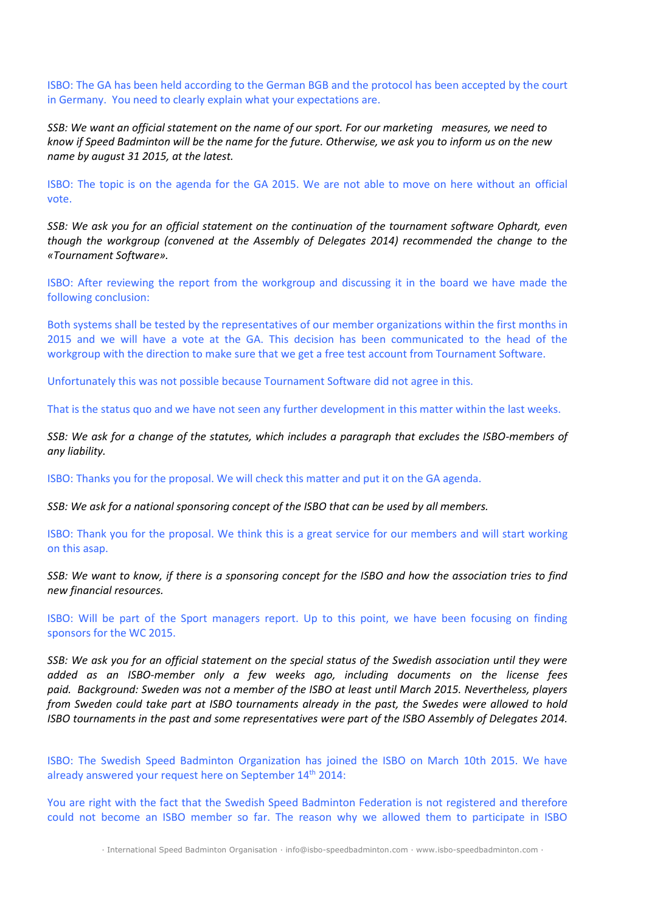ISBO: The GA has been held according to the German BGB and the protocol has been accepted by the court in Germany. You need to clearly explain what your expectations are.

*SSB: We want an official statement on the name of our sport. For our marketing measures, we need to know if Speed Badminton will be the name for the future. Otherwise, we ask you to inform us on the new name by august 31 2015, at the latest.*

ISBO: The topic is on the agenda for the GA 2015. We are not able to move on here without an official vote.

*SSB: We ask you for an official statement on the continuation of the tournament software Ophardt, even though the workgroup (convened at the Assembly of Delegates 2014) recommended the change to the «Tournament Software».*

ISBO: After reviewing the report from the workgroup and discussing it in the board we have made the following conclusion:

Both systems shall be tested by the representatives of our member organizations within the first months in 2015 and we will have a vote at the GA. This decision has been communicated to the head of the workgroup with the direction to make sure that we get a free test account from Tournament Software.

Unfortunately this was not possible because Tournament Software did not agree in this.

That is the status quo and we have not seen any further development in this matter within the last weeks.

*SSB: We ask for a change of the statutes, which includes a paragraph that excludes the ISBO-members of any liability.*

ISBO: Thanks you for the proposal. We will check this matter and put it on the GA agenda.

*SSB: We ask for a national sponsoring concept of the ISBO that can be used by all members.*

ISBO: Thank you for the proposal. We think this is a great service for our members and will start working on this asap.

*SSB: We want to know, if there is a sponsoring concept for the ISBO and how the association tries to find new financial resources.*

ISBO: Will be part of the Sport managers report. Up to this point, we have been focusing on finding sponsors for the WC 2015.

*SSB: We ask you for an official statement on the special status of the Swedish association until they were added as an ISBO-member only a few weeks ago, including documents on the license fees paid. Background: Sweden was not a member of the ISBO at least until March 2015. Nevertheless, players from Sweden could take part at ISBO tournaments already in the past, the Swedes were allowed to hold ISBO tournaments in the past and some representatives were part of the ISBO Assembly of Delegates 2014.*

ISBO: The Swedish Speed Badminton Organization has joined the ISBO on March 10th 2015. We have already answered your request here on September 14th 2014:

You are right with the fact that the Swedish Speed Badminton Federation is not registered and therefore could not become an ISBO member so far. The reason why we allowed them to participate in ISBO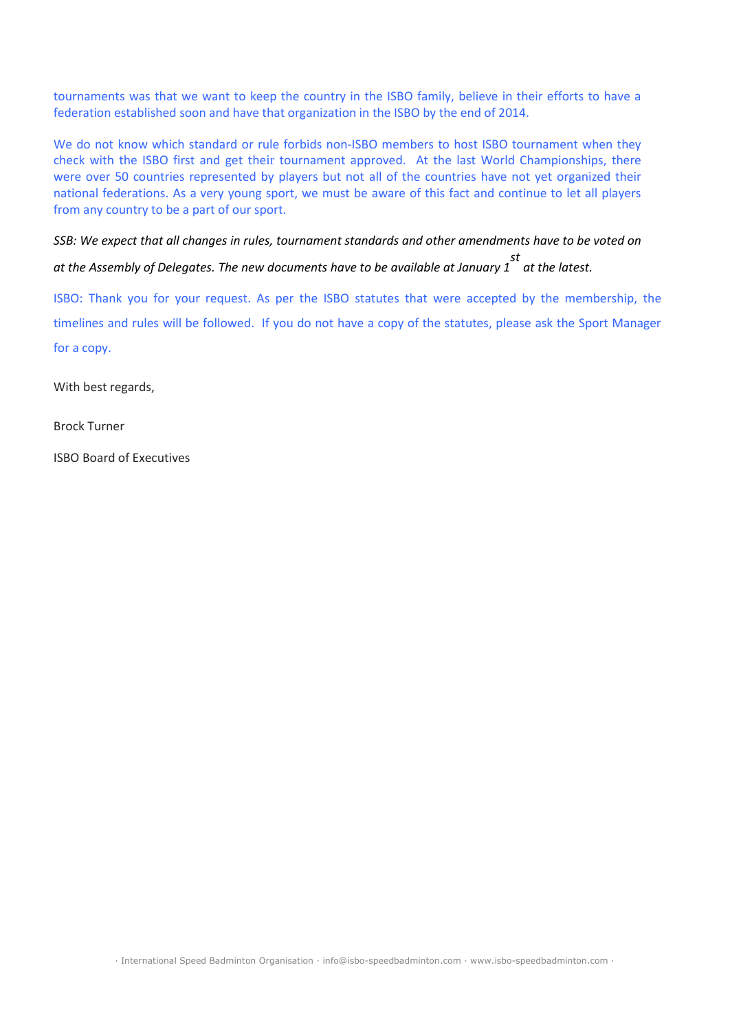tournaments was that we want to keep the country in the ISBO family, believe in their efforts to have a federation established soon and have that organization in the ISBO by the end of 2014.

We do not know which standard or rule forbids non-ISBO members to host ISBO tournament when they check with the ISBO first and get their tournament approved. At the last World Championships, there were over 50 countries represented by players but not all of the countries have not yet organized their national federations. As a very young sport, we must be aware of this fact and continue to let all players from any country to be a part of our sport.

*SSB: We expect that all changes in rules, tournament standards and other amendments have to be voted on at the Assembly of Delegates. The new documents have to be available at January 1st at the latest.*

ISBO: Thank you for your request. As per the ISBO statutes that were accepted by the membership, the timelines and rules will be followed. If you do not have a copy of the statutes, please ask the Sport Manager for a copy.

With best regards,

Brock Turner

ISBO Board of Executives